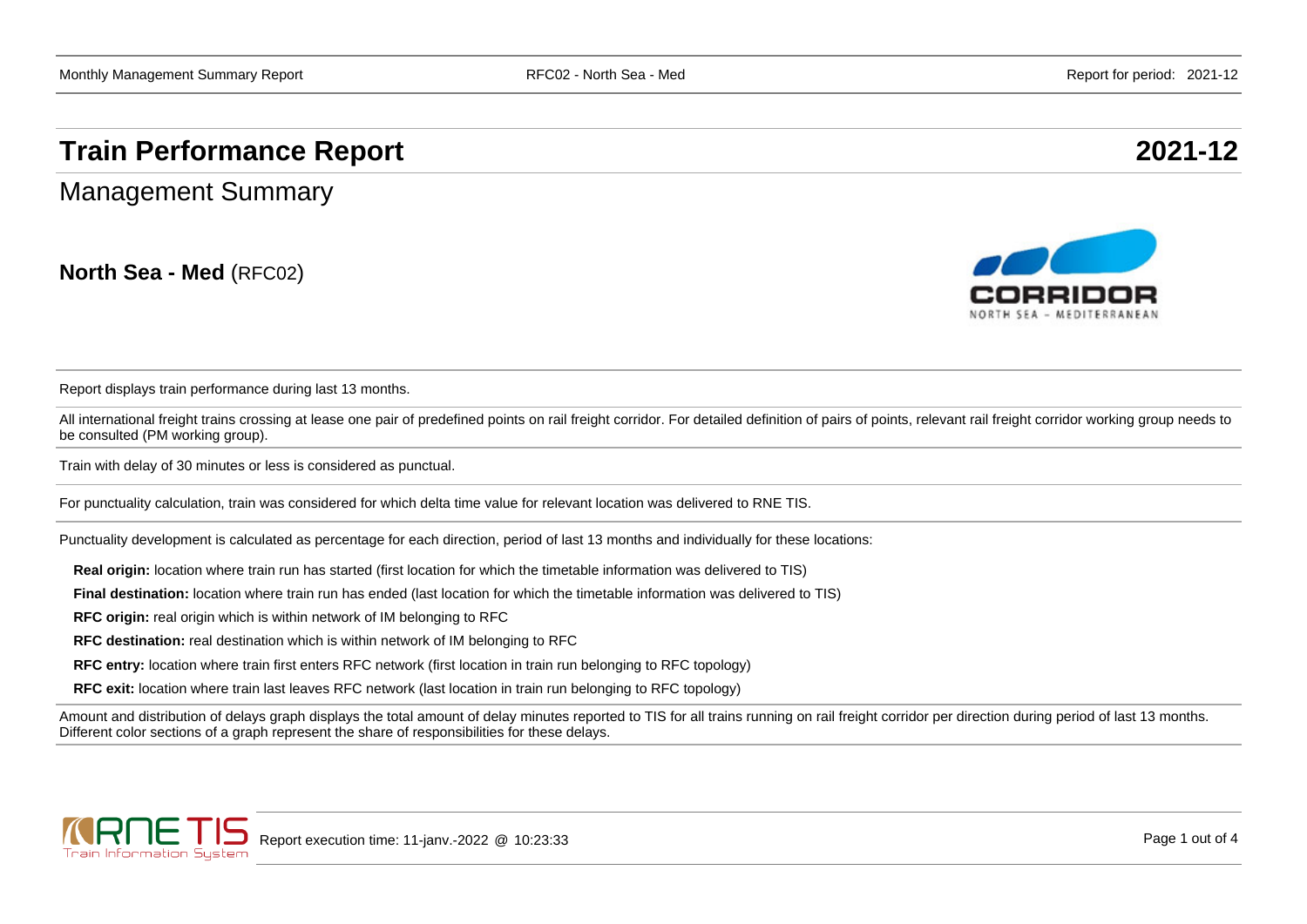# Train Performance Report 2021-12

## Management Summary

**North Sea - Med** (RFC02)

Report displays train performance during last 13 months.

All international freight trains crossing at lease one pair of predefined points on rail freight corridor. For detailed definition of pairs of points, relevant rail freight corridor working group needs to be consulted (PM working group).

Train with delay of 30 minutes or less is considered as punctual.

For punctuality calculation, train was considered for which delta time value for relevant location was delivered to RNE TIS.

Punctuality development is calculated as percentage for each direction, period of last 13 months and individually for these locations:

**Real origin:** location where train run has started (first location for which the timetable information was delivered to TIS)

**Final destination:** location where train run has ended (last location for which the timetable information was delivered to TIS)

**RFC origin:** real origin which is within network of IM belonging to RFC

**RFC destination:** real destination which is within network of IM belonging to RFC

**RFC entry:** location where train first enters RFC network (first location in train run belonging to RFC topology)

**RFC exit:** location where train last leaves RFC network (last location in train run belonging to RFC topology)

Amount and distribution of delays graph displays the total amount of delay minutes reported to TIS for all trains running on rail freight corridor per direction during period of last 13 months. Different color sections of a graph represent the share of responsibilities for these delays.

Report execution time: 11-janv.-2022 @ 10:23:33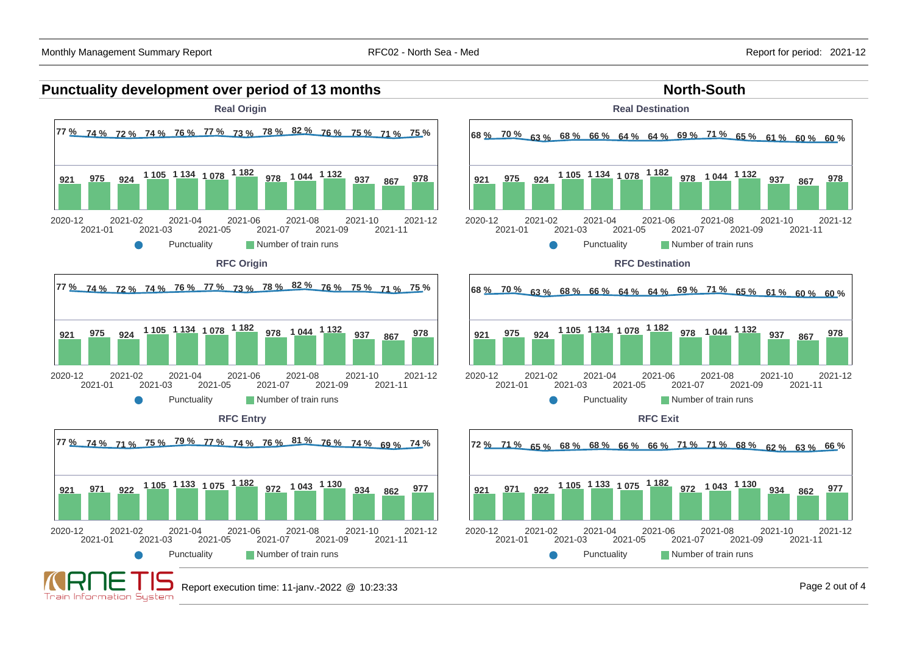## Punctuality development over period of 13 months

## North-South

### Real Origin

| Month | 2020-12 | 2021-01 | 2021-02 | 2021-03 | 2021-04 | 2021-05 | 2021-06 | 2021-07 | 2021-08 | 2021-09 | 2021-10 | 2021-11 | 2021-12 |
|---|---|---|---|---|---|---|---|---|---|---|---|---|---|
| Punctuality | 77 % | 74 % | 72 % | 74 % | 76 % | 77 % | 73 % | 78 % | 82 % | 76 % | 75 % | 71 % | 75 % |
| Number of train runs | 921 | 975 | 924 | 1 105 | 1 134 | 1 078 | 1 182 | 978 | 1 044 | 1 132 | 937 | 867 | 978 |

### Real Destination

| Month | 2020-12 | 2021-01 | 2021-02 | 2021-03 | 2021-04 | 2021-05 | 2021-06 | 2021-07 | 2021-08 | 2021-09 | 2021-10 | 2021-11 | 2021-12 |
|---|---|---|---|---|---|---|---|---|---|---|---|---|---|
| Punctuality | 68 % | 70 % | 63 % | 68 % | 66 % | 64 % | 64 % | 69 % | 71 % | 65 % | 61 % | 60 % | 60 % |
| Number of train runs | 921 | 975 | 924 | 1 105 | 1 134 | 1 078 | 1 182 | 978 | 1 044 | 1 132 | 937 | 867 | 978 |

### RFC Origin

| Month | 2020-12 | 2021-01 | 2021-02 | 2021-03 | 2021-04 | 2021-05 | 2021-06 | 2021-07 | 2021-08 | 2021-09 | 2021-10 | 2021-11 | 2021-12 |
|---|---|---|---|---|---|---|---|---|---|---|---|---|---|
| Punctuality | 77 % | 74 % | 72 % | 74 % | 76 % | 77 % | 73 % | 78 % | 82 % | 76 % | 75 % | 71 % | 75 % |
| Number of train runs | 921 | 975 | 924 | 1 105 | 1 134 | 1 078 | 1 182 | 978 | 1 044 | 1 132 | 937 | 867 | 978 |

### RFC Destination

| Month | 2020-12 | 2021-01 | 2021-02 | 2021-03 | 2021-04 | 2021-05 | 2021-06 | 2021-07 | 2021-08 | 2021-09 | 2021-10 | 2021-11 | 2021-12 |
|---|---|---|---|---|---|---|---|---|---|---|---|---|---|
| Punctuality | 68 % | 70 % | 63 % | 68 % | 66 % | 64 % | 64 % | 69 % | 71 % | 65 % | 61 % | 60 % | 60 % |
| Number of train runs | 921 | 975 | 924 | 1 105 | 1 134 | 1 078 | 1 182 | 978 | 1 044 | 1 132 | 937 | 867 | 978 |

### RFC Entry

| Month | 2020-12 | 2021-01 | 2021-02 | 2021-03 | 2021-04 | 2021-05 | 2021-06 | 2021-07 | 2021-08 | 2021-09 | 2021-10 | 2021-11 | 2021-12 |
|---|---|---|---|---|---|---|---|---|---|---|---|---|---|
| Punctuality | 77 % | 74 % | 71 % | 75 % | 79 % | 77 % | 74 % | 76 % | 81 % | 76 % | 74 % | 69 % | 74 % |
| Number of train runs | 921 | 971 | 922 | 1 105 | 1 133 | 1 075 | 1 182 | 972 | 1 043 | 1 130 | 934 | 862 | 977 |

### RFC Exit

| Month | 2020-12 | 2021-01 | 2021-02 | 2021-03 | 2021-04 | 2021-05 | 2021-06 | 2021-07 | 2021-08 | 2021-09 | 2021-10 | 2021-11 | 2021-12 |
|---|---|---|---|---|---|---|---|---|---|---|---|---|---|
| Punctuality | 72 % | 71 % | 65 % | 68 % | 68 % | 66 % | 66 % | 71 % | 71 % | 68 % | 62 % | 63 % | 66 % |
| Number of train runs | 921 | 971 | 922 | 1 105 | 1 133 | 1 075 | 1 182 | 972 | 1 043 | 1 130 | 934 | 862 | 977 |

Report execution time: 11-janv.-2022 @ 10:23:33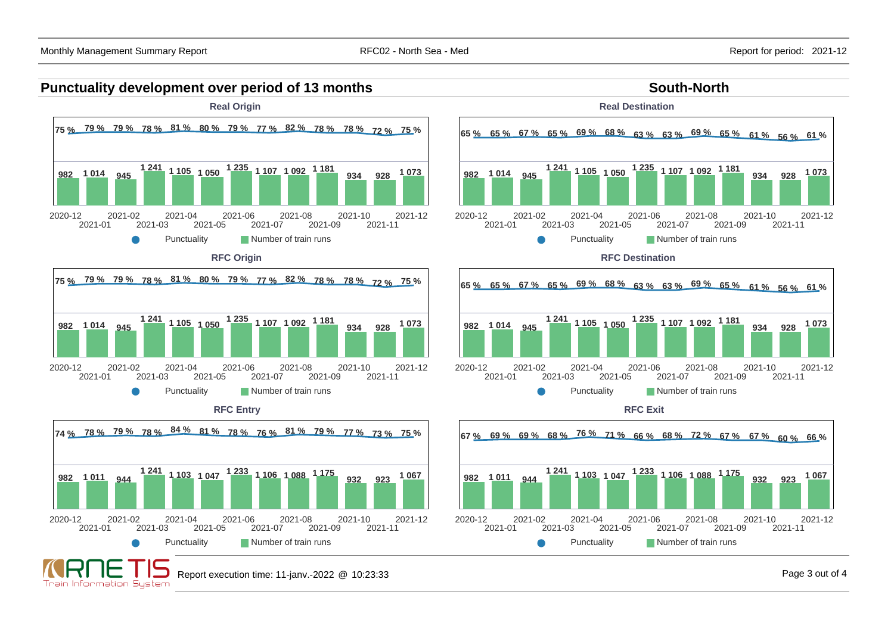## Punctuality development over period of 13 months

## South-North

### Real Origin

| Month | 2020-12 | 2021-01 | 2021-02 | 2021-03 | 2021-04 | 2021-05 | 2021-06 | 2021-07 | 2021-08 | 2021-09 | 2021-10 | 2021-11 | 2021-12 |
|---|---|---|---|---|---|---|---|---|---|---|---|---|---|
| Punctuality | 75 % | 79 % | 79 % | 78 % | 81 % | 80 % | 79 % | 77 % | 82 % | 78 % | 78 % | 72 % | 75 % |
| Number of train runs | 982 | 1 014 | 945 | 1 241 | 1 105 | 1 050 | 1 235 | 1 107 | 1 092 | 1 181 | 934 | 928 | 1 073 |

### Real Destination

| Month | 2020-12 | 2021-01 | 2021-02 | 2021-03 | 2021-04 | 2021-05 | 2021-06 | 2021-07 | 2021-08 | 2021-09 | 2021-10 | 2021-11 | 2021-12 |
|---|---|---|---|---|---|---|---|---|---|---|---|---|---|
| Punctuality | 65 % | 65 % | 67 % | 65 % | 69 % | 68 % | 63 % | 63 % | 69 % | 65 % | 61 % | 56 % | 61 % |
| Number of train runs | 982 | 1 014 | 945 | 1 241 | 1 105 | 1 050 | 1 235 | 1 107 | 1 092 | 1 181 | 934 | 928 | 1 073 |

### RFC Origin

| Month | 2020-12 | 2021-01 | 2021-02 | 2021-03 | 2021-04 | 2021-05 | 2021-06 | 2021-07 | 2021-08 | 2021-09 | 2021-10 | 2021-11 | 2021-12 |
|---|---|---|---|---|---|---|---|---|---|---|---|---|---|
| Punctuality | 75 % | 79 % | 79 % | 78 % | 81 % | 80 % | 79 % | 77 % | 82 % | 78 % | 78 % | 72 % | 75 % |
| Number of train runs | 982 | 1 014 | 945 | 1 241 | 1 105 | 1 050 | 1 235 | 1 107 | 1 092 | 1 181 | 934 | 928 | 1 073 |

### RFC Destination

| Month | 2020-12 | 2021-01 | 2021-02 | 2021-03 | 2021-04 | 2021-05 | 2021-06 | 2021-07 | 2021-08 | 2021-09 | 2021-10 | 2021-11 | 2021-12 |
|---|---|---|---|---|---|---|---|---|---|---|---|---|---|
| Punctuality | 65 % | 65 % | 67 % | 65 % | 69 % | 68 % | 63 % | 63 % | 69 % | 65 % | 61 % | 56 % | 61 % |
| Number of train runs | 982 | 1 014 | 945 | 1 241 | 1 105 | 1 050 | 1 235 | 1 107 | 1 092 | 1 181 | 934 | 928 | 1 073 |

### RFC Entry

| Month | 2020-12 | 2021-01 | 2021-02 | 2021-03 | 2021-04 | 2021-05 | 2021-06 | 2021-07 | 2021-08 | 2021-09 | 2021-10 | 2021-11 | 2021-12 |
|---|---|---|---|---|---|---|---|---|---|---|---|---|---|
| Punctuality | 74 % | 78 % | 79 % | 78 % | 84 % | 81 % | 78 % | 76 % | 81 % | 79 % | 77 % | 73 % | 75 % |
| Number of train runs | 982 | 1 011 | 944 | 1 241 | 1 103 | 1 047 | 1 233 | 1 106 | 1 088 | 1 175 | 932 | 923 | 1 067 |

### RFC Exit

| Month | 2020-12 | 2021-01 | 2021-02 | 2021-03 | 2021-04 | 2021-05 | 2021-06 | 2021-07 | 2021-08 | 2021-09 | 2021-10 | 2021-11 | 2021-12 |
|---|---|---|---|---|---|---|---|---|---|---|---|---|---|
| Punctuality | 67 % | 69 % | 69 % | 68 % | 76 % | 71 % | 66 % | 68 % | 72 % | 67 % | 67 % | 60 % | 66 % |
| Number of train runs | 982 | 1 011 | 944 | 1 241 | 1 103 | 1 047 | 1 233 | 1 106 | 1 088 | 1 175 | 932 | 923 | 1 067 |

Report execution time: 11-janv.-2022 @ 10:23:33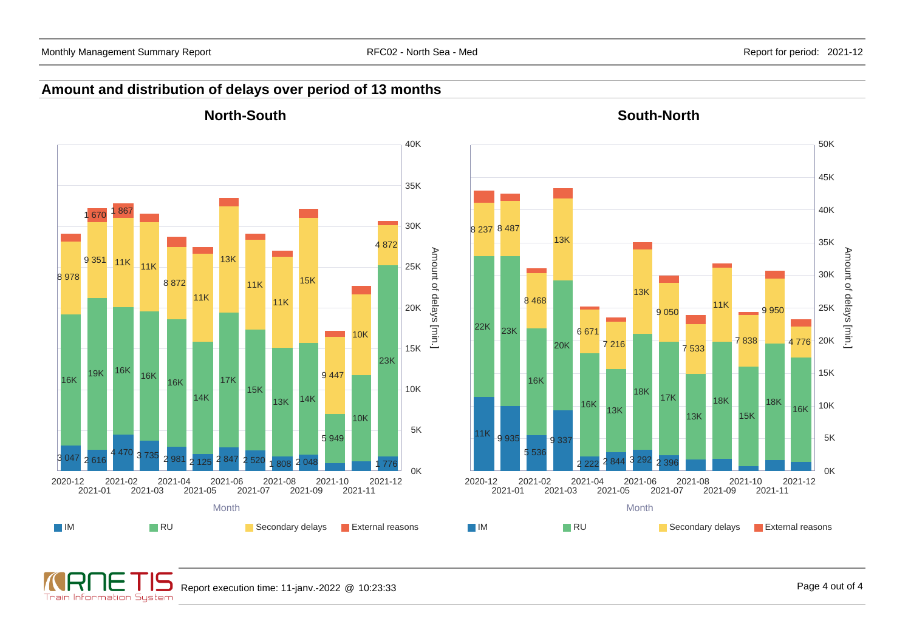## Amount and distribution of delays over period of 13 months

### North-South

Amount of delays [min.]

40K
35K
30K
25K
20K
15K
10K
5K
0K

3 047, 16K, 8 978
2 616, 19K, 9 351, 1 670
4 470, 16K, 11K, 1 867
3 735, 16K, 11K
2 981, 16K, 8 872
2 125, 14K, 11K
2 847, 17K, 13K
2 520, 15K, 11K
1 808, 13K, 11K
2 048, 14K, 15K
5 949, 9 447
10K, 10K
1 776, 23K, 4 872

Month: 2020-12, 2021-01, 2021-02, 2021-03, 2021-04, 2021-05, 2021-06, 2021-07, 2021-08, 2021-09, 2021-10, 2021-11, 2021-12

IM | RU | Secondary delays | External reasons

### South-North

Amount of delays [min.]

50K
45K
40K
35K
30K
25K
20K
15K
10K
5K
0K

11K, 22K, 8 237
9 935, 23K, 8 487
5 536, 16K, 8 468
9 337, 20K, 13K
2 222, 16K, 6 671
2 844, 13K, 7 216
3 292, 18K, 13K
2 396, 17K, 9 050
13K, 7 533
18K, 11K
15K, 7 838
18K, 9 950
16K, 4 776

Month: 2020-12, 2021-01, 2021-02, 2021-03, 2021-04, 2021-05, 2021-06, 2021-07, 2021-08, 2021-09, 2021-10, 2021-11, 2021-12

IM | RU | Secondary delays | External reasons

Report execution time: 11-janv.-2022 @ 10:23:33